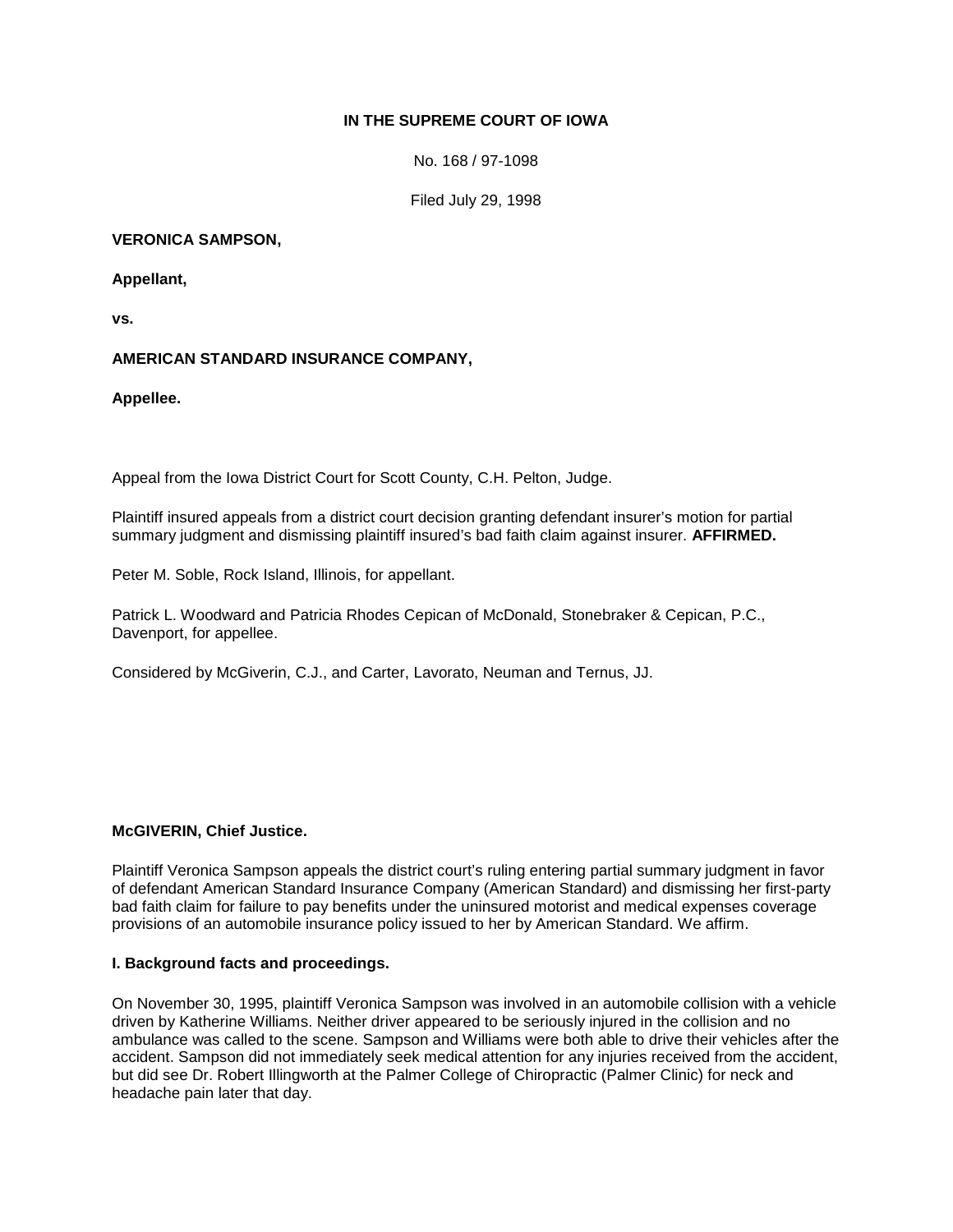**IN THE SUPREME COURT OF IOWA**

No. 168 / 97-1098

Filed July 29, 1998

**VERONICA SAMPSON,**

**Appellant,**

**vs.**

**AMERICAN STANDARD INSURANCE COMPANY,**

**Appellee.**

Appeal from the Iowa District Court for Scott County, C.H. Pelton, Judge.

Plaintiff insured appeals from a district court decision granting defendant insurer's motion for partial summary judgment and dismissing plaintiff insured's bad faith claim against insurer. **AFFIRMED.**

Peter M. Soble, Rock Island, Illinois, for appellant.

Patrick L. Woodward and Patricia Rhodes Cepican of McDonald, Stonebraker & Cepican, P.C., Davenport, for appellee.

Considered by McGiverin, C.J., and Carter, Lavorato, Neuman and Ternus, JJ.

**McGIVERIN, Chief Justice.**

Plaintiff Veronica Sampson appeals the district court's ruling entering partial summary judgment in favor of defendant American Standard Insurance Company (American Standard) and dismissing her first-party bad faith claim for failure to pay benefits under the uninsured motorist and medical expenses coverage provisions of an automobile insurance policy issued to her by American Standard. We affirm.

**I. Background facts and proceedings.**

On November 30, 1995, plaintiff Veronica Sampson was involved in an automobile collision with a vehicle driven by Katherine Williams. Neither driver appeared to be seriously injured in the collision and no ambulance was called to the scene. Sampson and Williams were both able to drive their vehicles after the accident. Sampson did not immediately seek medical attention for any injuries received from the accident, but did see Dr. Robert Illingworth at the Palmer College of Chiropractic (Palmer Clinic) for neck and headache pain later that day.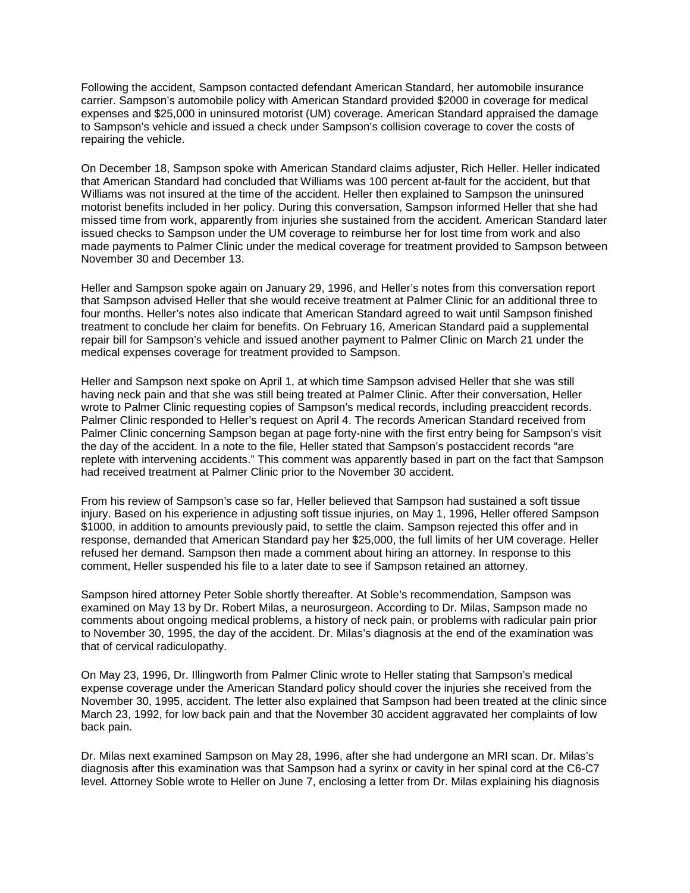Following the accident, Sampson contacted defendant American Standard, her automobile insurance carrier. Sampson's automobile policy with American Standard provided $2000 in coverage for medical expenses and $25,000 in uninsured motorist (UM) coverage. American Standard appraised the damage to Sampson's vehicle and issued a check under Sampson's collision coverage to cover the costs of repairing the vehicle.

On December 18, Sampson spoke with American Standard claims adjuster, Rich Heller. Heller indicated that American Standard had concluded that Williams was 100 percent at-fault for the accident, but that Williams was not insured at the time of the accident. Heller then explained to Sampson the uninsured motorist benefits included in her policy. During this conversation, Sampson informed Heller that she had missed time from work, apparently from injuries she sustained from the accident. American Standard later issued checks to Sampson under the UM coverage to reimburse her for lost time from work and also made payments to Palmer Clinic under the medical coverage for treatment provided to Sampson between November 30 and December 13.

Heller and Sampson spoke again on January 29, 1996, and Heller's notes from this conversation report that Sampson advised Heller that she would receive treatment at Palmer Clinic for an additional three to four months. Heller's notes also indicate that American Standard agreed to wait until Sampson finished treatment to conclude her claim for benefits. On February 16, American Standard paid a supplemental repair bill for Sampson's vehicle and issued another payment to Palmer Clinic on March 21 under the medical expenses coverage for treatment provided to Sampson.

Heller and Sampson next spoke on April 1, at which time Sampson advised Heller that she was still having neck pain and that she was still being treated at Palmer Clinic. After their conversation, Heller wrote to Palmer Clinic requesting copies of Sampson's medical records, including preaccident records. Palmer Clinic responded to Heller's request on April 4. The records American Standard received from Palmer Clinic concerning Sampson began at page forty-nine with the first entry being for Sampson's visit the day of the accident. In a note to the file, Heller stated that Sampson's postaccident records "are replete with intervening accidents." This comment was apparently based in part on the fact that Sampson had received treatment at Palmer Clinic prior to the November 30 accident.

From his review of Sampson's case so far, Heller believed that Sampson had sustained a soft tissue injury. Based on his experience in adjusting soft tissue injuries, on May 1, 1996, Heller offered Sampson $1000, in addition to amounts previously paid, to settle the claim. Sampson rejected this offer and in response, demanded that American Standard pay her $25,000, the full limits of her UM coverage. Heller refused her demand. Sampson then made a comment about hiring an attorney. In response to this comment, Heller suspended his file to a later date to see if Sampson retained an attorney.

Sampson hired attorney Peter Soble shortly thereafter. At Soble's recommendation, Sampson was examined on May 13 by Dr. Robert Milas, a neurosurgeon. According to Dr. Milas, Sampson made no comments about ongoing medical problems, a history of neck pain, or problems with radicular pain prior to November 30, 1995, the day of the accident. Dr. Milas's diagnosis at the end of the examination was that of cervical radiculopathy.

On May 23, 1996, Dr. Illingworth from Palmer Clinic wrote to Heller stating that Sampson's medical expense coverage under the American Standard policy should cover the injuries she received from the November 30, 1995, accident. The letter also explained that Sampson had been treated at the clinic since March 23, 1992, for low back pain and that the November 30 accident aggravated her complaints of low back pain.

Dr. Milas next examined Sampson on May 28, 1996, after she had undergone an MRI scan. Dr. Milas's diagnosis after this examination was that Sampson had a syrinx or cavity in her spinal cord at the C6-C7 level. Attorney Soble wrote to Heller on June 7, enclosing a letter from Dr. Milas explaining his diagnosis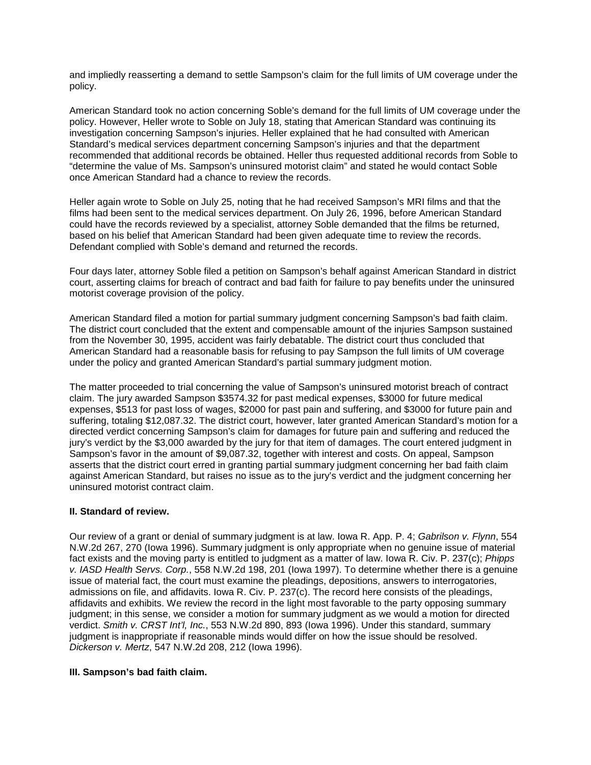and impliedly reasserting a demand to settle Sampson's claim for the full limits of UM coverage under the policy.

American Standard took no action concerning Soble's demand for the full limits of UM coverage under the policy. However, Heller wrote to Soble on July 18, stating that American Standard was continuing its investigation concerning Sampson's injuries. Heller explained that he had consulted with American Standard's medical services department concerning Sampson's injuries and that the department recommended that additional records be obtained. Heller thus requested additional records from Soble to "determine the value of Ms. Sampson's uninsured motorist claim" and stated he would contact Soble once American Standard had a chance to review the records.

Heller again wrote to Soble on July 25, noting that he had received Sampson's MRI films and that the films had been sent to the medical services department. On July 26, 1996, before American Standard could have the records reviewed by a specialist, attorney Soble demanded that the films be returned, based on his belief that American Standard had been given adequate time to review the records. Defendant complied with Soble's demand and returned the records.

Four days later, attorney Soble filed a petition on Sampson's behalf against American Standard in district court, asserting claims for breach of contract and bad faith for failure to pay benefits under the uninsured motorist coverage provision of the policy.

American Standard filed a motion for partial summary judgment concerning Sampson's bad faith claim. The district court concluded that the extent and compensable amount of the injuries Sampson sustained from the November 30, 1995, accident was fairly debatable. The district court thus concluded that American Standard had a reasonable basis for refusing to pay Sampson the full limits of UM coverage under the policy and granted American Standard's partial summary judgment motion.

The matter proceeded to trial concerning the value of Sampson's uninsured motorist breach of contract claim. The jury awarded Sampson $3574.32 for past medical expenses, $3000 for future medical expenses, $513 for past loss of wages, $2000 for past pain and suffering, and $3000 for future pain and suffering, totaling $12,087.32. The district court, however, later granted American Standard's motion for a directed verdict concerning Sampson's claim for damages for future pain and suffering and reduced the jury's verdict by the $3,000 awarded by the jury for that item of damages. The court entered judgment in Sampson's favor in the amount of $9,087.32, together with interest and costs. On appeal, Sampson asserts that the district court erred in granting partial summary judgment concerning her bad faith claim against American Standard, but raises no issue as to the jury's verdict and the judgment concerning her uninsured motorist contract claim.

## II. Standard of review.

Our review of a grant or denial of summary judgment is at law. Iowa R. App. P. 4; *Gabrilson v. Flynn*, 554 N.W.2d 267, 270 (Iowa 1996). Summary judgment is only appropriate when no genuine issue of material fact exists and the moving party is entitled to judgment as a matter of law. Iowa R. Civ. P. 237(c); *Phipps v. IASD Health Servs. Corp.*, 558 N.W.2d 198, 201 (Iowa 1997). To determine whether there is a genuine issue of material fact, the court must examine the pleadings, depositions, answers to interrogatories, admissions on file, and affidavits. Iowa R. Civ. P. 237(c). The record here consists of the pleadings, affidavits and exhibits. We review the record in the light most favorable to the party opposing summary judgment; in this sense, we consider a motion for summary judgment as we would a motion for directed verdict. *Smith v. CRST Int'l, Inc.*, 553 N.W.2d 890, 893 (Iowa 1996). Under this standard, summary judgment is inappropriate if reasonable minds would differ on how the issue should be resolved. *Dickerson v. Mertz*, 547 N.W.2d 208, 212 (Iowa 1996).

## III. Sampson's bad faith claim.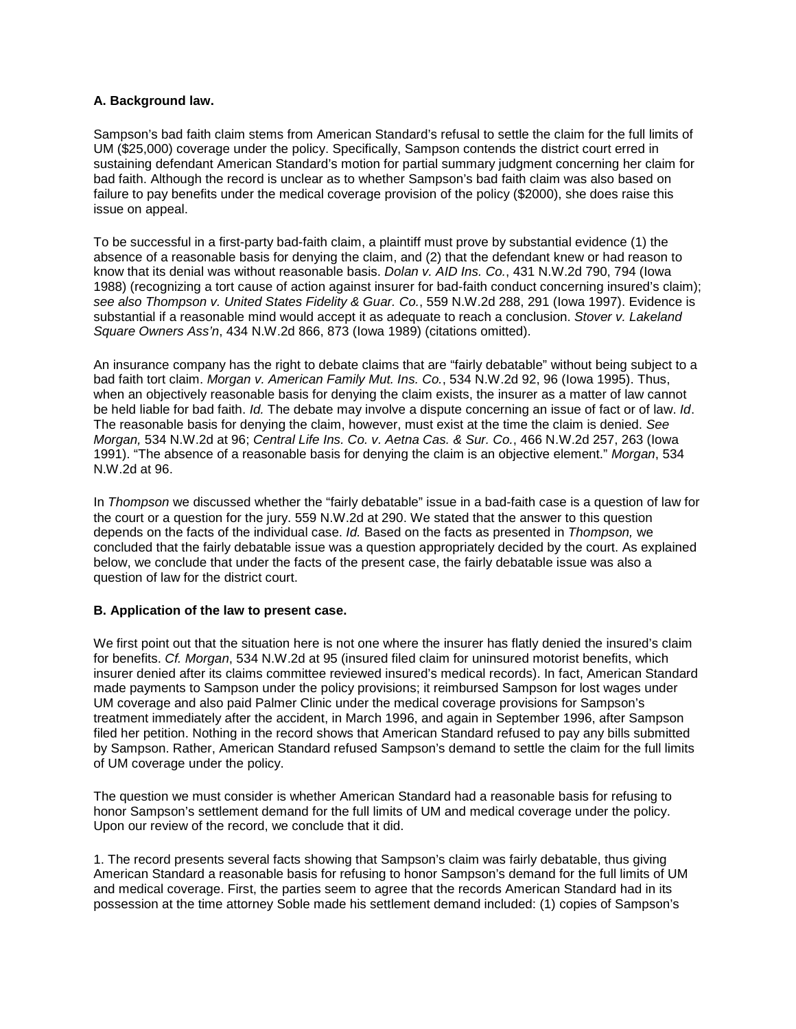**A. Background law.**

Sampson's bad faith claim stems from American Standard's refusal to settle the claim for the full limits of UM ($25,000) coverage under the policy. Specifically, Sampson contends the district court erred in sustaining defendant American Standard's motion for partial summary judgment concerning her claim for bad faith. Although the record is unclear as to whether Sampson's bad faith claim was also based on failure to pay benefits under the medical coverage provision of the policy ($2000), she does raise this issue on appeal.

To be successful in a first-party bad-faith claim, a plaintiff must prove by substantial evidence (1) the absence of a reasonable basis for denying the claim, and (2) that the defendant knew or had reason to know that its denial was without reasonable basis. *Dolan v. AID Ins. Co.*, 431 N.W.2d 790, 794 (Iowa 1988) (recognizing a tort cause of action against insurer for bad-faith conduct concerning insured's claim); *see also Thompson v. United States Fidelity & Guar. Co.*, 559 N.W.2d 288, 291 (Iowa 1997). Evidence is substantial if a reasonable mind would accept it as adequate to reach a conclusion. *Stover v. Lakeland Square Owners Ass'n*, 434 N.W.2d 866, 873 (Iowa 1989) (citations omitted).

An insurance company has the right to debate claims that are "fairly debatable" without being subject to a bad faith tort claim. *Morgan v. American Family Mut. Ins. Co.*, 534 N.W.2d 92, 96 (Iowa 1995). Thus, when an objectively reasonable basis for denying the claim exists, the insurer as a matter of law cannot be held liable for bad faith. *Id.* The debate may involve a dispute concerning an issue of fact or of law. *Id*. The reasonable basis for denying the claim, however, must exist at the time the claim is denied. *See Morgan,* 534 N.W.2d at 96; *Central Life Ins. Co. v. Aetna Cas. & Sur. Co.*, 466 N.W.2d 257, 263 (Iowa 1991). "The absence of a reasonable basis for denying the claim is an objective element." *Morgan*, 534 N.W.2d at 96.

In *Thompson* we discussed whether the "fairly debatable" issue in a bad-faith case is a question of law for the court or a question for the jury. 559 N.W.2d at 290. We stated that the answer to this question depends on the facts of the individual case. *Id.* Based on the facts as presented in *Thompson,* we concluded that the fairly debatable issue was a question appropriately decided by the court. As explained below, we conclude that under the facts of the present case, the fairly debatable issue was also a question of law for the district court.

**B. Application of the law to present case.**

We first point out that the situation here is not one where the insurer has flatly denied the insured's claim for benefits. *Cf. Morgan*, 534 N.W.2d at 95 (insured filed claim for uninsured motorist benefits, which insurer denied after its claims committee reviewed insured's medical records). In fact, American Standard made payments to Sampson under the policy provisions; it reimbursed Sampson for lost wages under UM coverage and also paid Palmer Clinic under the medical coverage provisions for Sampson's treatment immediately after the accident, in March 1996, and again in September 1996, after Sampson filed her petition. Nothing in the record shows that American Standard refused to pay any bills submitted by Sampson. Rather, American Standard refused Sampson's demand to settle the claim for the full limits of UM coverage under the policy.

The question we must consider is whether American Standard had a reasonable basis for refusing to honor Sampson's settlement demand for the full limits of UM and medical coverage under the policy. Upon our review of the record, we conclude that it did.

1. The record presents several facts showing that Sampson's claim was fairly debatable, thus giving American Standard a reasonable basis for refusing to honor Sampson's demand for the full limits of UM and medical coverage. First, the parties seem to agree that the records American Standard had in its possession at the time attorney Soble made his settlement demand included: (1) copies of Sampson's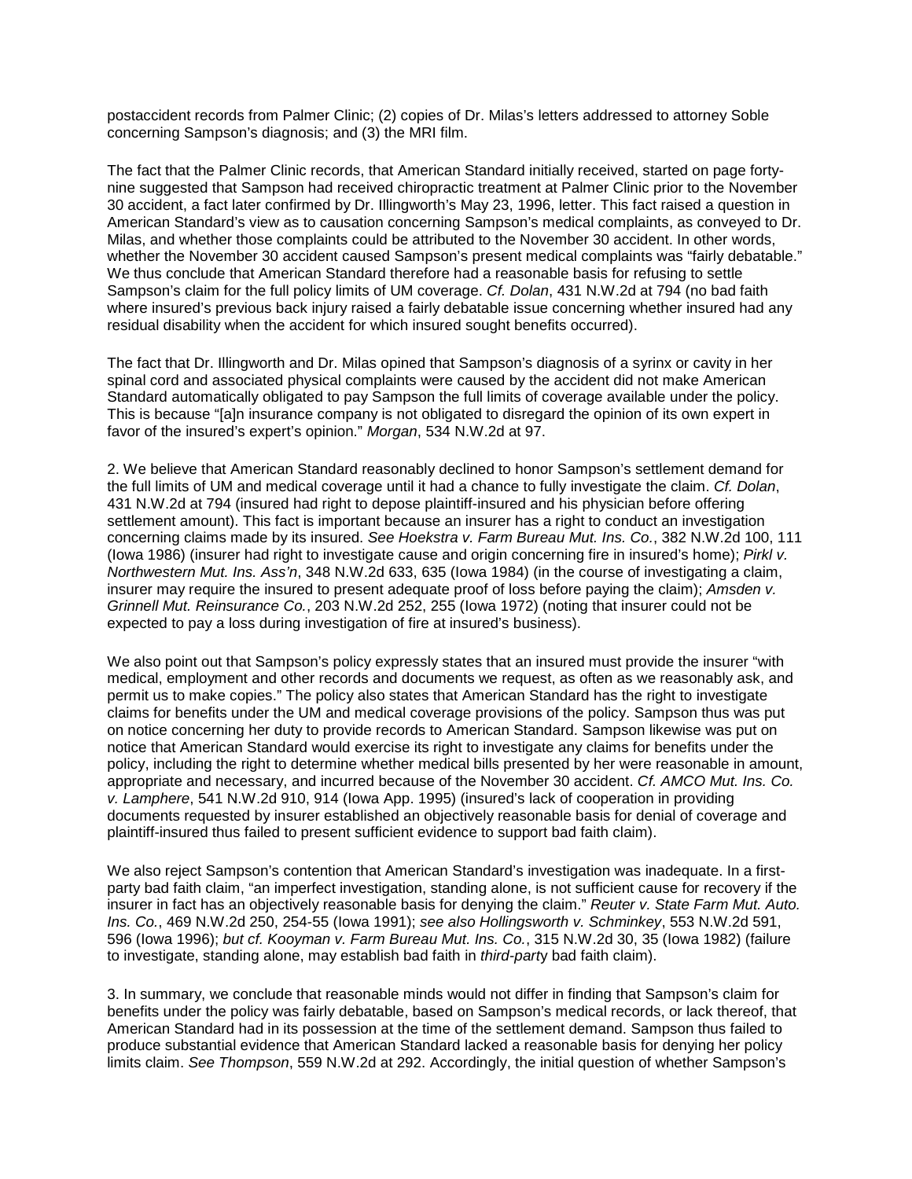postaccident records from Palmer Clinic; (2) copies of Dr. Milas's letters addressed to attorney Soble concerning Sampson's diagnosis; and (3) the MRI film.

The fact that the Palmer Clinic records, that American Standard initially received, started on page forty-nine suggested that Sampson had received chiropractic treatment at Palmer Clinic prior to the November 30 accident, a fact later confirmed by Dr. Illingworth's May 23, 1996, letter. This fact raised a question in American Standard's view as to causation concerning Sampson's medical complaints, as conveyed to Dr. Milas, and whether those complaints could be attributed to the November 30 accident. In other words, whether the November 30 accident caused Sampson's present medical complaints was "fairly debatable." We thus conclude that American Standard therefore had a reasonable basis for refusing to settle Sampson's claim for the full policy limits of UM coverage. *Cf. Dolan*, 431 N.W.2d at 794 (no bad faith where insured's previous back injury raised a fairly debatable issue concerning whether insured had any residual disability when the accident for which insured sought benefits occurred).

The fact that Dr. Illingworth and Dr. Milas opined that Sampson's diagnosis of a syrinx or cavity in her spinal cord and associated physical complaints were caused by the accident did not make American Standard automatically obligated to pay Sampson the full limits of coverage available under the policy. This is because "[a]n insurance company is not obligated to disregard the opinion of its own expert in favor of the insured's expert's opinion." *Morgan*, 534 N.W.2d at 97.

2. We believe that American Standard reasonably declined to honor Sampson's settlement demand for the full limits of UM and medical coverage until it had a chance to fully investigate the claim. *Cf. Dolan*, 431 N.W.2d at 794 (insured had right to depose plaintiff-insured and his physician before offering settlement amount). This fact is important because an insurer has a right to conduct an investigation concerning claims made by its insured. *See Hoekstra v. Farm Bureau Mut. Ins. Co.*, 382 N.W.2d 100, 111 (Iowa 1986) (insurer had right to investigate cause and origin concerning fire in insured's home); *Pirkl v. Northwestern Mut. Ins. Ass'n*, 348 N.W.2d 633, 635 (Iowa 1984) (in the course of investigating a claim, insurer may require the insured to present adequate proof of loss before paying the claim); *Amsden v. Grinnell Mut. Reinsurance Co.*, 203 N.W.2d 252, 255 (Iowa 1972) (noting that insurer could not be expected to pay a loss during investigation of fire at insured's business).

We also point out that Sampson's policy expressly states that an insured must provide the insurer "with medical, employment and other records and documents we request, as often as we reasonably ask, and permit us to make copies." The policy also states that American Standard has the right to investigate claims for benefits under the UM and medical coverage provisions of the policy. Sampson thus was put on notice concerning her duty to provide records to American Standard. Sampson likewise was put on notice that American Standard would exercise its right to investigate any claims for benefits under the policy, including the right to determine whether medical bills presented by her were reasonable in amount, appropriate and necessary, and incurred because of the November 30 accident. *Cf. AMCO Mut. Ins. Co. v. Lamphere*, 541 N.W.2d 910, 914 (Iowa App. 1995) (insured's lack of cooperation in providing documents requested by insurer established an objectively reasonable basis for denial of coverage and plaintiff-insured thus failed to present sufficient evidence to support bad faith claim).

We also reject Sampson's contention that American Standard's investigation was inadequate. In a first-party bad faith claim, "an imperfect investigation, standing alone, is not sufficient cause for recovery if the insurer in fact has an objectively reasonable basis for denying the claim." *Reuter v. State Farm Mut. Auto. Ins. Co.*, 469 N.W.2d 250, 254-55 (Iowa 1991); *see also Hollingsworth v. Schminkey*, 553 N.W.2d 591, 596 (Iowa 1996); *but cf. Kooyman v. Farm Bureau Mut. Ins. Co.*, 315 N.W.2d 30, 35 (Iowa 1982) (failure to investigate, standing alone, may establish bad faith in *third-party* bad faith claim).

3. In summary, we conclude that reasonable minds would not differ in finding that Sampson's claim for benefits under the policy was fairly debatable, based on Sampson's medical records, or lack thereof, that American Standard had in its possession at the time of the settlement demand. Sampson thus failed to produce substantial evidence that American Standard lacked a reasonable basis for denying her policy limits claim. *See Thompson*, 559 N.W.2d at 292. Accordingly, the initial question of whether Sampson's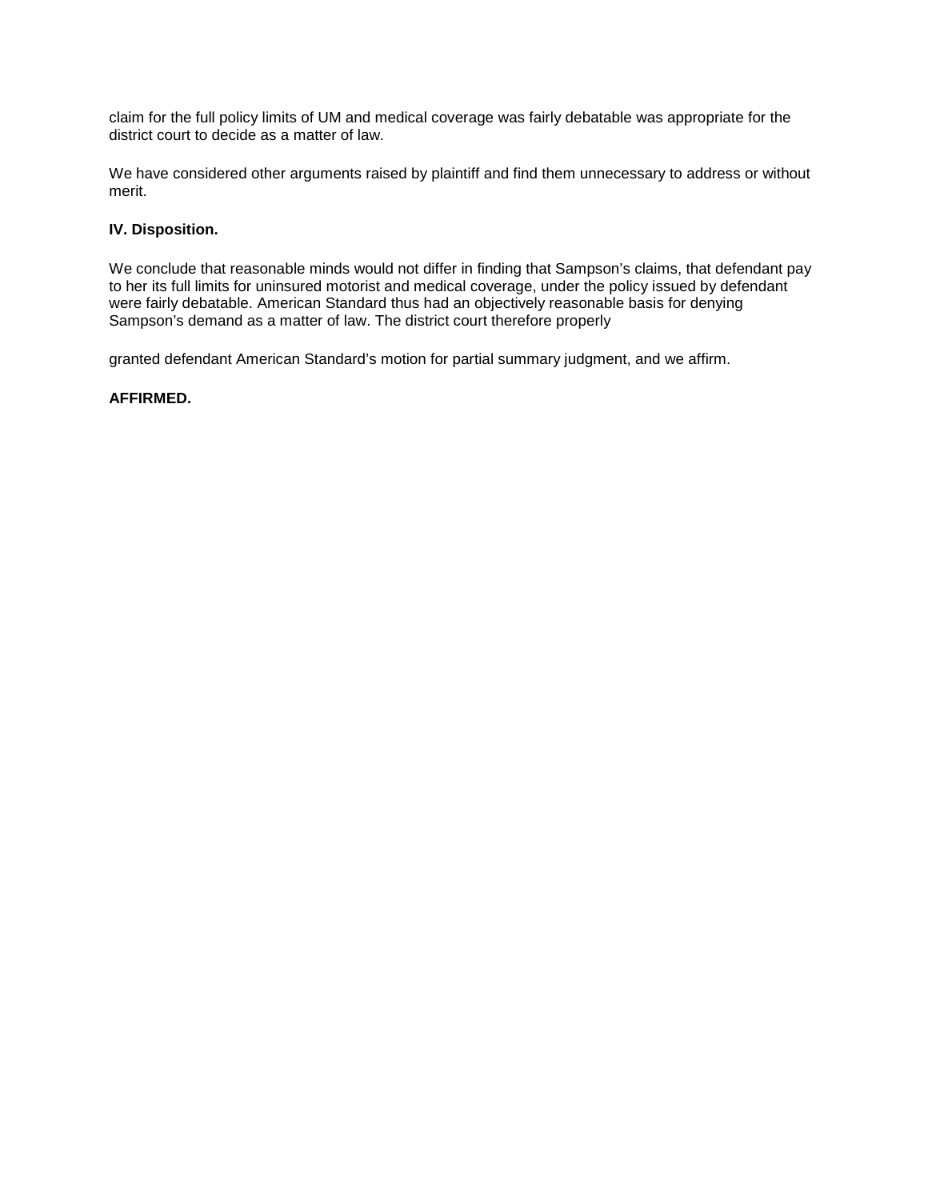claim for the full policy limits of UM and medical coverage was fairly debatable was appropriate for the district court to decide as a matter of law.

We have considered other arguments raised by plaintiff and find them unnecessary to address or without merit.

**IV. Disposition.**

We conclude that reasonable minds would not differ in finding that Sampson's claims, that defendant pay to her its full limits for uninsured motorist and medical coverage, under the policy issued by defendant were fairly debatable. American Standard thus had an objectively reasonable basis for denying Sampson's demand as a matter of law. The district court therefore properly granted defendant American Standard's motion for partial summary judgment, and we affirm.

**AFFIRMED.**